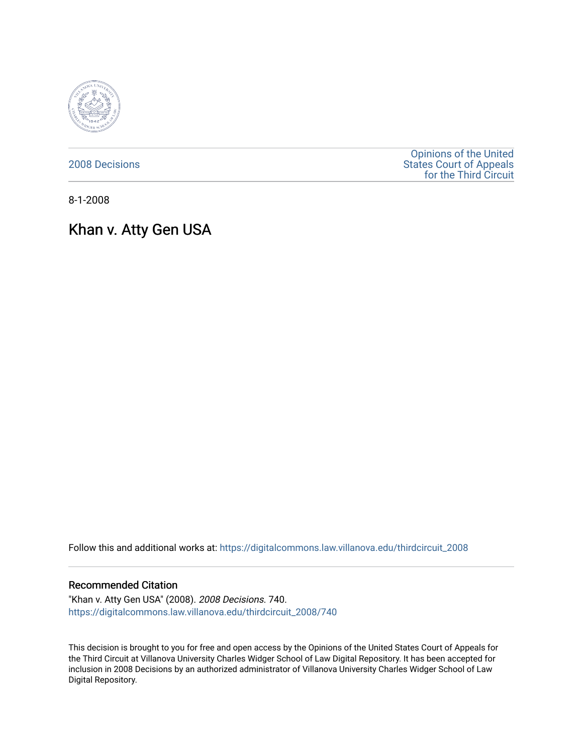2008 Decisions

Opinions of the United States Court of Appeals for the Third Circuit

8-1-2008

# Khan v. Atty Gen USA

Follow this and additional works at: https://digitalcommons.law.villanova.edu/thirdcircuit_2008

## Recommended Citation

"Khan v. Atty Gen USA" (2008). *2008 Decisions*. 740.
https://digitalcommons.law.villanova.edu/thirdcircuit_2008/740

This decision is brought to you for free and open access by the Opinions of the United States Court of Appeals for the Third Circuit at Villanova University Charles Widger School of Law Digital Repository. It has been accepted for inclusion in 2008 Decisions by an authorized administrator of Villanova University Charles Widger School of Law Digital Repository.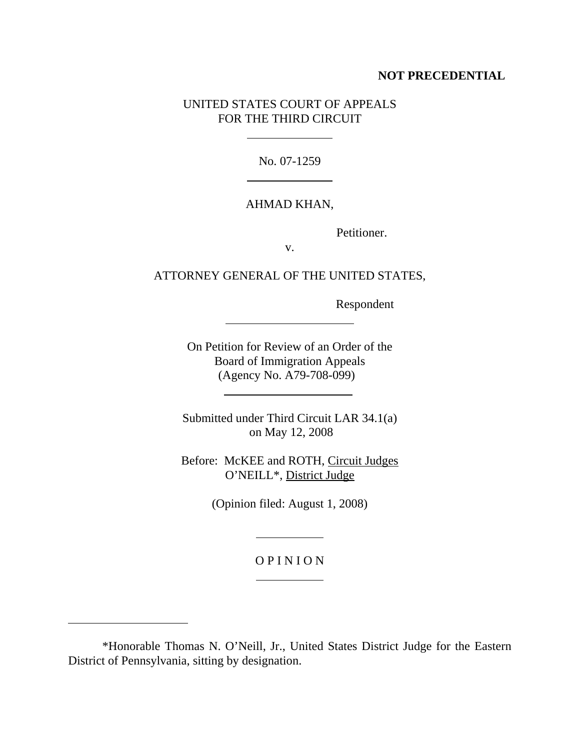**NOT PRECEDENTIAL**

UNITED STATES COURT OF APPEALS
FOR THE THIRD CIRCUIT

---

No. 07-1259

---

AHMAD KHAN,

Petitioner.

v.

ATTORNEY GENERAL OF THE UNITED STATES,

Respondent

---

On Petition for Review of an Order of the
Board of Immigration Appeals
(Agency No. A79-708-099)

---

Submitted under Third Circuit LAR 34.1(a)
on May 12, 2008

Before: McKEE and ROTH, Circuit Judges
O'NEILL*, District Judge

(Opinion filed: August 1, 2008)

---

O P I N I O N

---

*Honorable Thomas N. O'Neill, Jr., United States District Judge for the Eastern District of Pennsylvania, sitting by designation.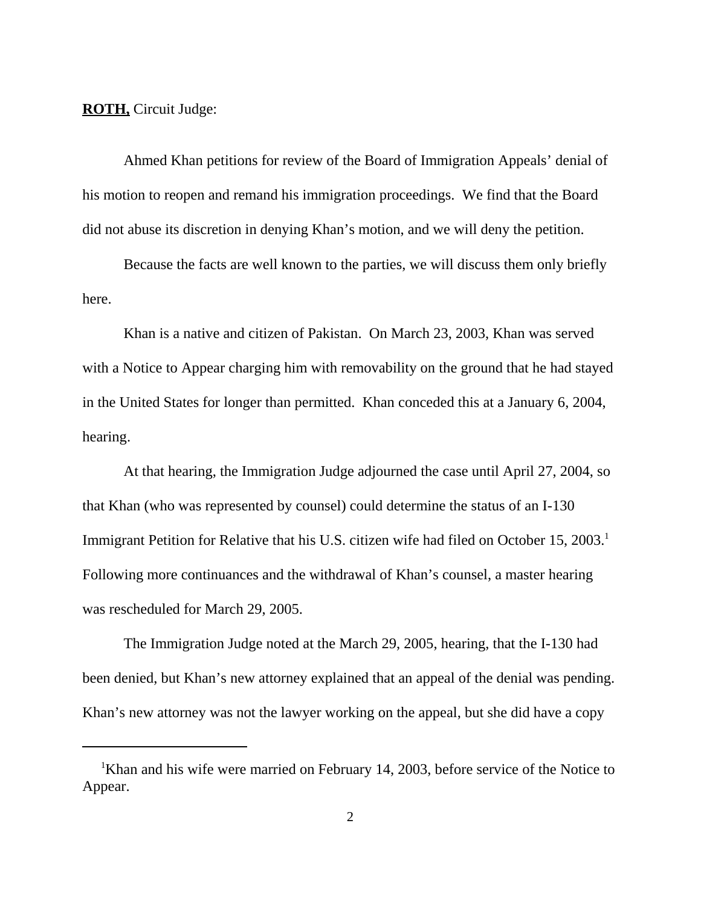**ROTH,** Circuit Judge:

Ahmed Khan petitions for review of the Board of Immigration Appeals' denial of his motion to reopen and remand his immigration proceedings. We find that the Board did not abuse its discretion in denying Khan's motion, and we will deny the petition.

Because the facts are well known to the parties, we will discuss them only briefly here.

Khan is a native and citizen of Pakistan. On March 23, 2003, Khan was served with a Notice to Appear charging him with removability on the ground that he had stayed in the United States for longer than permitted. Khan conceded this at a January 6, 2004, hearing.

At that hearing, the Immigration Judge adjourned the case until April 27, 2004, so that Khan (who was represented by counsel) could determine the status of an I-130 Immigrant Petition for Relative that his U.S. citizen wife had filed on October 15, 2003.[1] Following more continuances and the withdrawal of Khan's counsel, a master hearing was rescheduled for March 29, 2005.

The Immigration Judge noted at the March 29, 2005, hearing, that the I-130 had been denied, but Khan's new attorney explained that an appeal of the denial was pending. Khan's new attorney was not the lawyer working on the appeal, but she did have a copy

---

[1] Khan and his wife were married on February 14, 2003, before service of the Notice to Appear.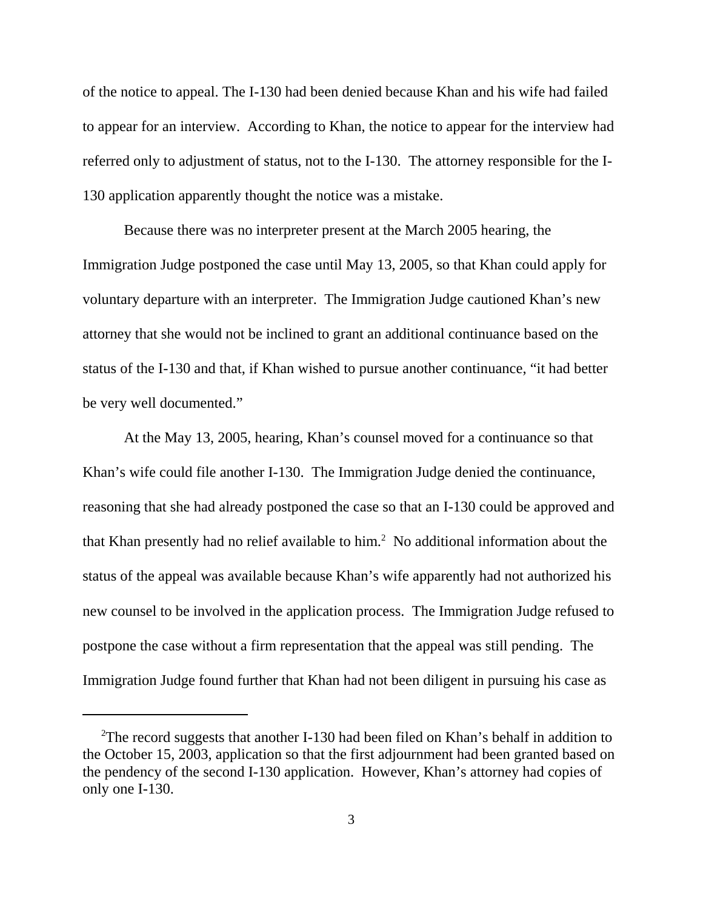of the notice to appeal. The I-130 had been denied because Khan and his wife had failed to appear for an interview. According to Khan, the notice to appear for the interview had referred only to adjustment of status, not to the I-130. The attorney responsible for the I-130 application apparently thought the notice was a mistake.

Because there was no interpreter present at the March 2005 hearing, the Immigration Judge postponed the case until May 13, 2005, so that Khan could apply for voluntary departure with an interpreter. The Immigration Judge cautioned Khan's new attorney that she would not be inclined to grant an additional continuance based on the status of the I-130 and that, if Khan wished to pursue another continuance, "it had better be very well documented."

At the May 13, 2005, hearing, Khan's counsel moved for a continuance so that Khan's wife could file another I-130. The Immigration Judge denied the continuance, reasoning that she had already postponed the case so that an I-130 could be approved and that Khan presently had no relief available to him.[2] No additional information about the status of the appeal was available because Khan's wife apparently had not authorized his new counsel to be involved in the application process. The Immigration Judge refused to postpone the case without a firm representation that the appeal was still pending. The Immigration Judge found further that Khan had not been diligent in pursuing his case as

---

[2]The record suggests that another I-130 had been filed on Khan's behalf in addition to the October 15, 2003, application so that the first adjournment had been granted based on the pendency of the second I-130 application. However, Khan's attorney had copies of only one I-130.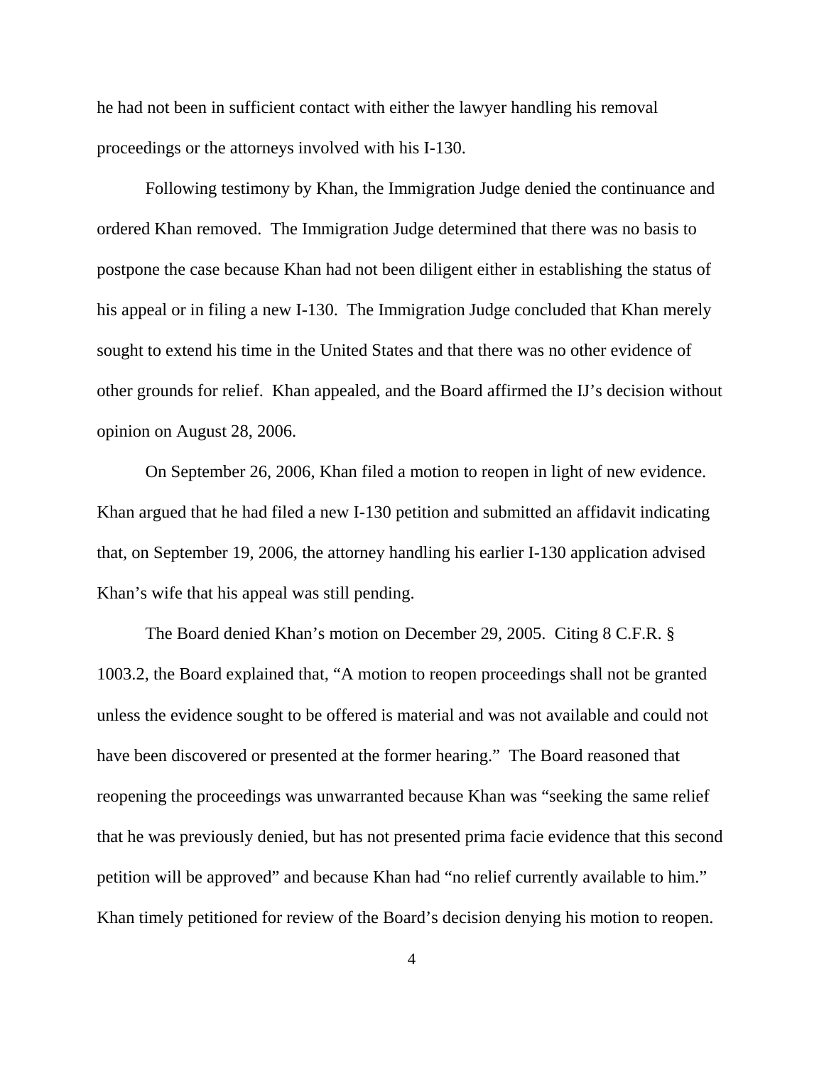he had not been in sufficient contact with either the lawyer handling his removal proceedings or the attorneys involved with his I-130.

Following testimony by Khan, the Immigration Judge denied the continuance and ordered Khan removed. The Immigration Judge determined that there was no basis to postpone the case because Khan had not been diligent either in establishing the status of his appeal or in filing a new I-130. The Immigration Judge concluded that Khan merely sought to extend his time in the United States and that there was no other evidence of other grounds for relief. Khan appealed, and the Board affirmed the IJ's decision without opinion on August 28, 2006.

On September 26, 2006, Khan filed a motion to reopen in light of new evidence. Khan argued that he had filed a new I-130 petition and submitted an affidavit indicating that, on September 19, 2006, the attorney handling his earlier I-130 application advised Khan's wife that his appeal was still pending.

The Board denied Khan's motion on December 29, 2005. Citing 8 C.F.R. § 1003.2, the Board explained that, "A motion to reopen proceedings shall not be granted unless the evidence sought to be offered is material and was not available and could not have been discovered or presented at the former hearing." The Board reasoned that reopening the proceedings was unwarranted because Khan was "seeking the same relief that he was previously denied, but has not presented prima facie evidence that this second petition will be approved" and because Khan had "no relief currently available to him." Khan timely petitioned for review of the Board's decision denying his motion to reopen.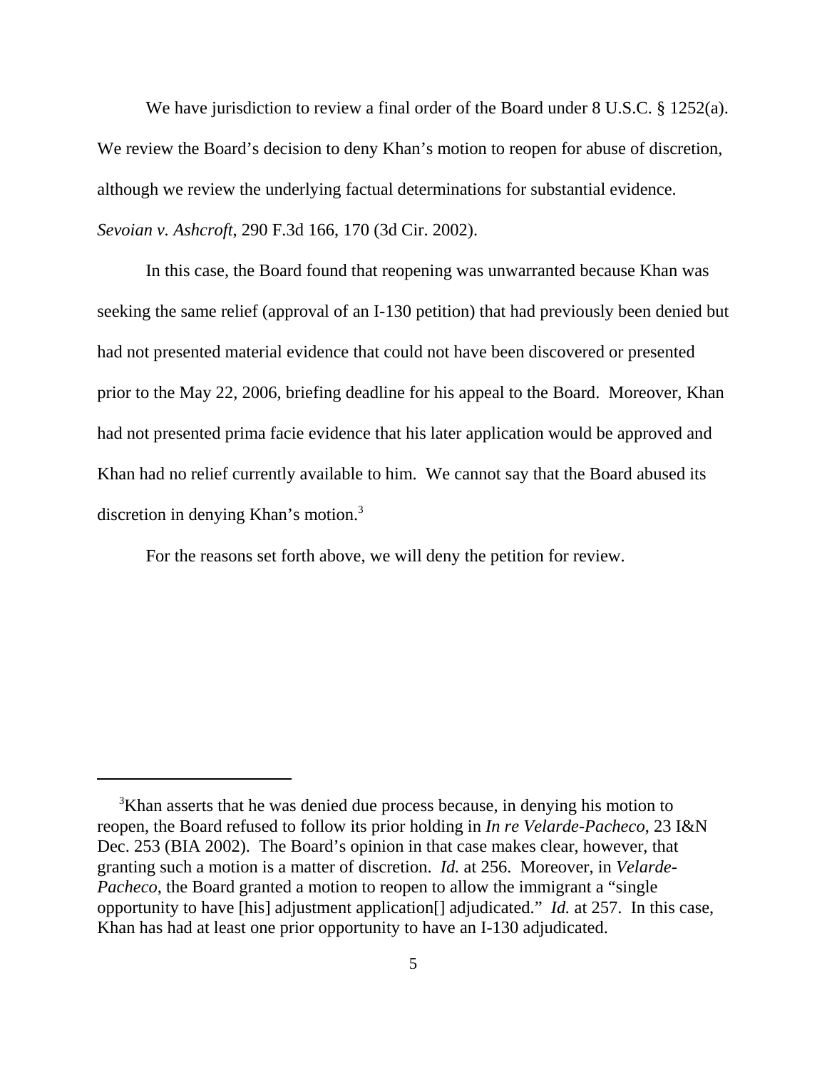We have jurisdiction to review a final order of the Board under 8 U.S.C. § 1252(a). We review the Board's decision to deny Khan's motion to reopen for abuse of discretion, although we review the underlying factual determinations for substantial evidence. *Sevoian v. Ashcroft*, 290 F.3d 166, 170 (3d Cir. 2002).

In this case, the Board found that reopening was unwarranted because Khan was seeking the same relief (approval of an I-130 petition) that had previously been denied but had not presented material evidence that could not have been discovered or presented prior to the May 22, 2006, briefing deadline for his appeal to the Board. Moreover, Khan had not presented prima facie evidence that his later application would be approved and Khan had no relief currently available to him. We cannot say that the Board abused its discretion in denying Khan's motion.[3]

For the reasons set forth above, we will deny the petition for review.

---

[3]Khan asserts that he was denied due process because, in denying his motion to reopen, the Board refused to follow its prior holding in *In re Velarde-Pacheco*, 23 I&N Dec. 253 (BIA 2002). The Board's opinion in that case makes clear, however, that granting such a motion is a matter of discretion. *Id.* at 256. Moreover, in *Velarde-Pacheco*, the Board granted a motion to reopen to allow the immigrant a "single opportunity to have [his] adjustment application[] adjudicated." *Id.* at 257. In this case, Khan has had at least one prior opportunity to have an I-130 adjudicated.